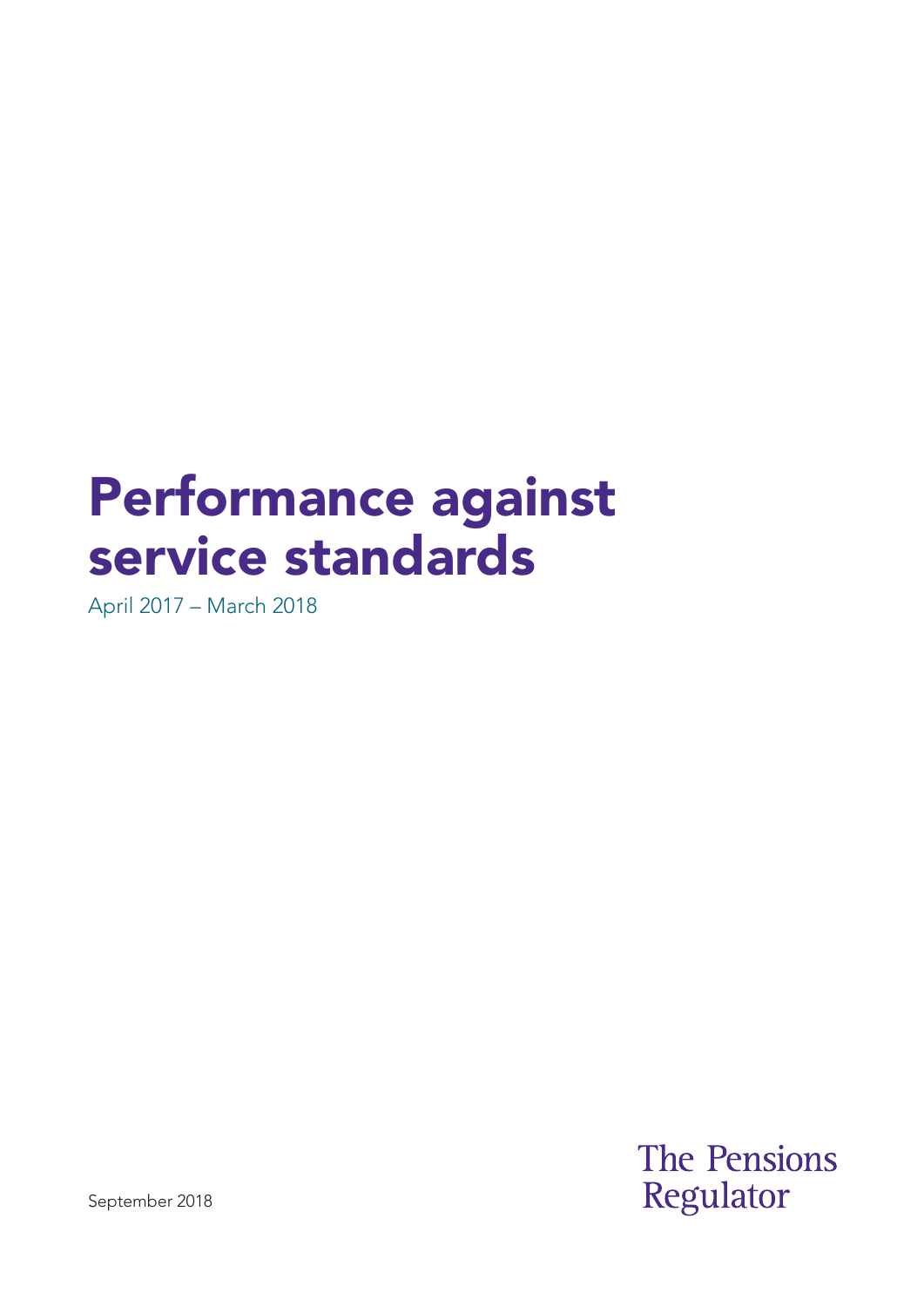# Performance against service standards

April 2017 – March 2018

September 2018

The Pensions Regulator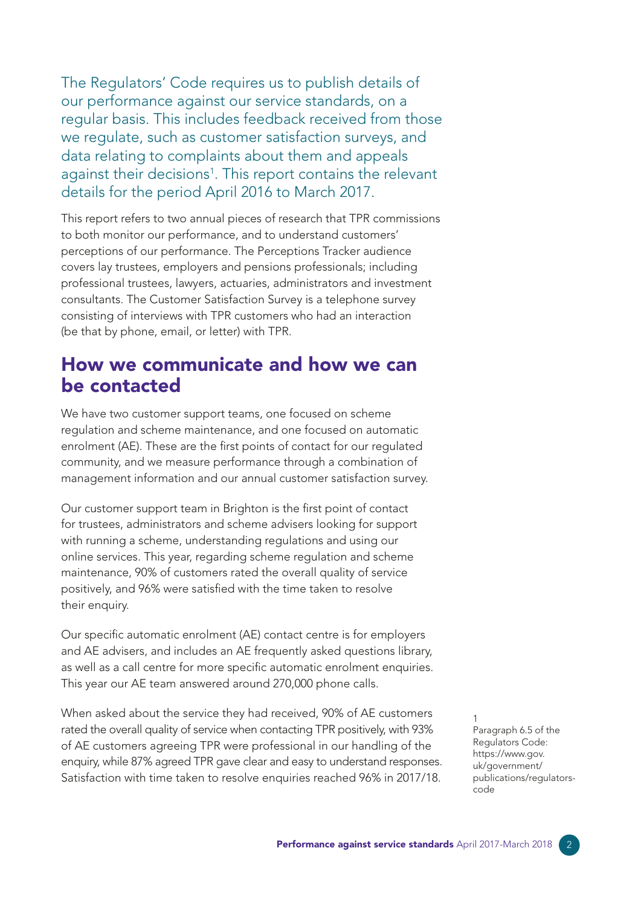The Regulators' Code requires us to publish details of our performance against our service standards, on a regular basis. This includes feedback received from those we regulate, such as customer satisfaction surveys, and data relating to complaints about them and appeals against their decisions[1]. This report contains the relevant details for the period April 2016 to March 2017.

This report refers to two annual pieces of research that TPR commissions to both monitor our performance, and to understand customers' perceptions of our performance. The Perceptions Tracker audience covers lay trustees, employers and pensions professionals; including professional trustees, lawyers, actuaries, administrators and investment consultants. The Customer Satisfaction Survey is a telephone survey consisting of interviews with TPR customers who had an interaction (be that by phone, email, or letter) with TPR.

## How we communicate and how we can be contacted

We have two customer support teams, one focused on scheme regulation and scheme maintenance, and one focused on automatic enrolment (AE). These are the first points of contact for our regulated community, and we measure performance through a combination of management information and our annual customer satisfaction survey.

Our customer support team in Brighton is the first point of contact for trustees, administrators and scheme advisers looking for support with running a scheme, understanding regulations and using our online services. This year, regarding scheme regulation and scheme maintenance, 90% of customers rated the overall quality of service positively, and 96% were satisfied with the time taken to resolve their enquiry.

Our specific automatic enrolment (AE) contact centre is for employers and AE advisers, and includes an AE frequently asked questions library, as well as a call centre for more specific automatic enrolment enquiries. This year our AE team answered around 270,000 phone calls.

When asked about the service they had received, 90% of AE customers rated the overall quality of service when contacting TPR positively, with 93% of AE customers agreeing TPR were professional in our handling of the enquiry, while 87% agreed TPR gave clear and easy to understand responses. Satisfaction with time taken to resolve enquiries reached 96% in 2017/18.

[1] Paragraph 6.5 of the Regulators Code: https://www.gov.uk/government/publications/regulators-code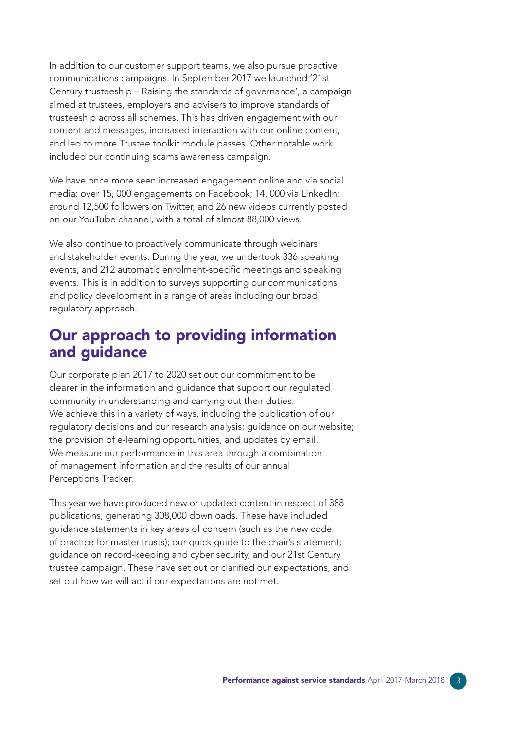In addition to our customer support teams, we also pursue proactive communications campaigns. In September 2017 we launched '21st Century trusteeship – Raising the standards of governance', a campaign aimed at trustees, employers and advisers to improve standards of trusteeship across all schemes. This has driven engagement with our content and messages, increased interaction with our online content, and led to more Trustee toolkit module passes. Other notable work included our continuing scams awareness campaign.

We have once more seen increased engagement online and via social media: over 15, 000 engagements on Facebook; 14, 000 via LinkedIn; around 12,500 followers on Twitter, and 26 new videos currently posted on our YouTube channel, with a total of almost 88,000 views.

We also continue to proactively communicate through webinars and stakeholder events. During the year, we undertook 336 speaking events, and 212 automatic enrolment-specific meetings and speaking events. This is in addition to surveys supporting our communications and policy development in a range of areas including our broad regulatory approach.

## Our approach to providing information and guidance

Our corporate plan 2017 to 2020 set out our commitment to be clearer in the information and guidance that support our regulated community in understanding and carrying out their duties. We achieve this in a variety of ways, including the publication of our regulatory decisions and our research analysis; guidance on our website; the provision of e-learning opportunities, and updates by email. We measure our performance in this area through a combination of management information and the results of our annual Perceptions Tracker.

This year we have produced new or updated content in respect of 388 publications, generating 308,000 downloads. These have included guidance statements in key areas of concern (such as the new code of practice for master trusts); our quick guide to the chair's statement; guidance on record-keeping and cyber security, and our 21st Century trustee campaign. These have set out or clarified our expectations, and set out how we will act if our expectations are not met.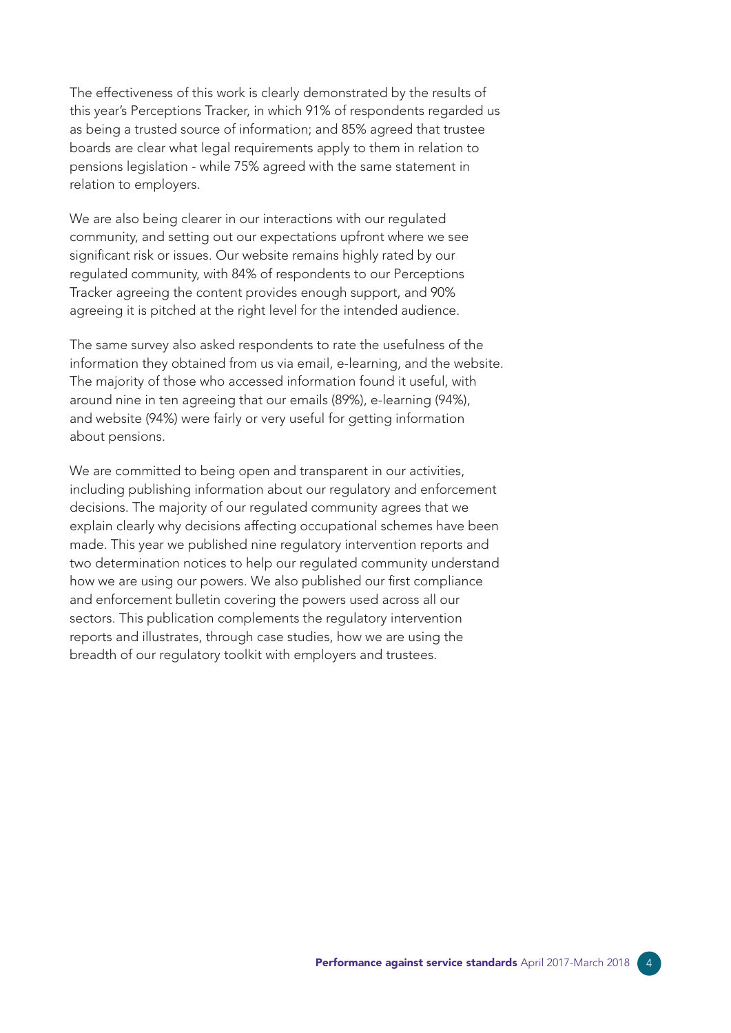The effectiveness of this work is clearly demonstrated by the results of this year's Perceptions Tracker, in which 91% of respondents regarded us as being a trusted source of information; and 85% agreed that trustee boards are clear what legal requirements apply to them in relation to pensions legislation - while 75% agreed with the same statement in relation to employers.

We are also being clearer in our interactions with our regulated community, and setting out our expectations upfront where we see significant risk or issues. Our website remains highly rated by our regulated community, with 84% of respondents to our Perceptions Tracker agreeing the content provides enough support, and 90% agreeing it is pitched at the right level for the intended audience.

The same survey also asked respondents to rate the usefulness of the information they obtained from us via email, e-learning, and the website. The majority of those who accessed information found it useful, with around nine in ten agreeing that our emails (89%), e-learning (94%), and website (94%) were fairly or very useful for getting information about pensions.

We are committed to being open and transparent in our activities, including publishing information about our regulatory and enforcement decisions. The majority of our regulated community agrees that we explain clearly why decisions affecting occupational schemes have been made. This year we published nine regulatory intervention reports and two determination notices to help our regulated community understand how we are using our powers. We also published our first compliance and enforcement bulletin covering the powers used across all our sectors. This publication complements the regulatory intervention reports and illustrates, through case studies, how we are using the breadth of our regulatory toolkit with employers and trustees.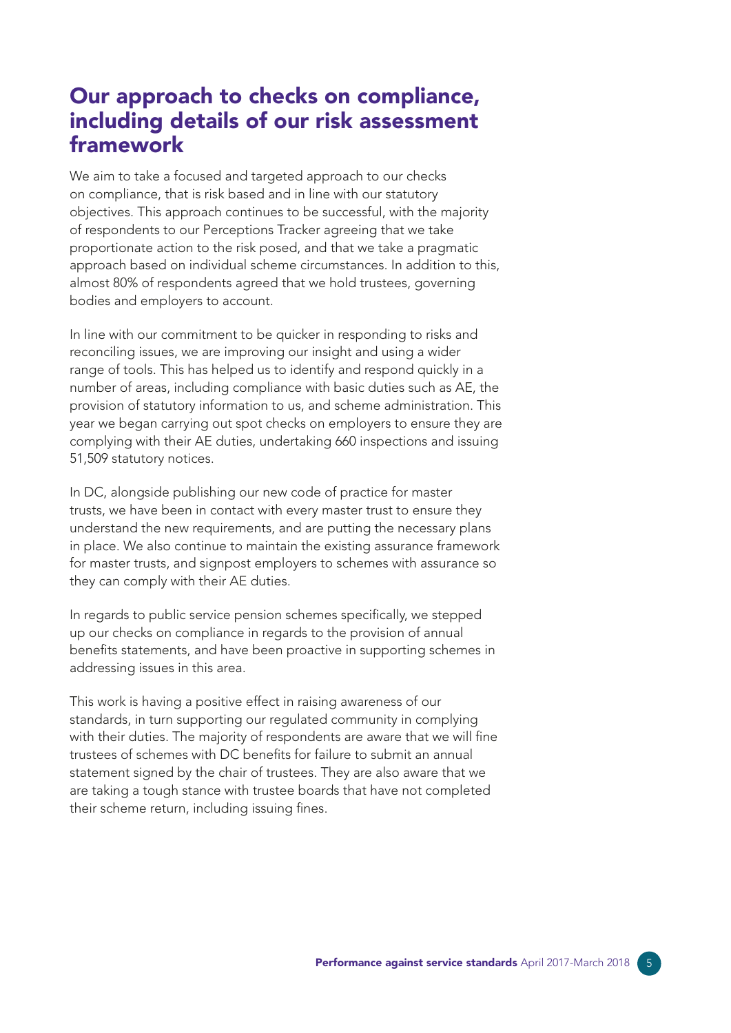## Our approach to checks on compliance, including details of our risk assessment framework

We aim to take a focused and targeted approach to our checks on compliance, that is risk based and in line with our statutory objectives. This approach continues to be successful, with the majority of respondents to our Perceptions Tracker agreeing that we take proportionate action to the risk posed, and that we take a pragmatic approach based on individual scheme circumstances. In addition to this, almost 80% of respondents agreed that we hold trustees, governing bodies and employers to account.

In line with our commitment to be quicker in responding to risks and reconciling issues, we are improving our insight and using a wider range of tools. This has helped us to identify and respond quickly in a number of areas, including compliance with basic duties such as AE, the provision of statutory information to us, and scheme administration. This year we began carrying out spot checks on employers to ensure they are complying with their AE duties, undertaking 660 inspections and issuing 51,509 statutory notices.

In DC, alongside publishing our new code of practice for master trusts, we have been in contact with every master trust to ensure they understand the new requirements, and are putting the necessary plans in place. We also continue to maintain the existing assurance framework for master trusts, and signpost employers to schemes with assurance so they can comply with their AE duties.

In regards to public service pension schemes specifically, we stepped up our checks on compliance in regards to the provision of annual benefits statements, and have been proactive in supporting schemes in addressing issues in this area.

This work is having a positive effect in raising awareness of our standards, in turn supporting our regulated community in complying with their duties. The majority of respondents are aware that we will fine trustees of schemes with DC benefits for failure to submit an annual statement signed by the chair of trustees. They are also aware that we are taking a tough stance with trustee boards that have not completed their scheme return, including issuing fines.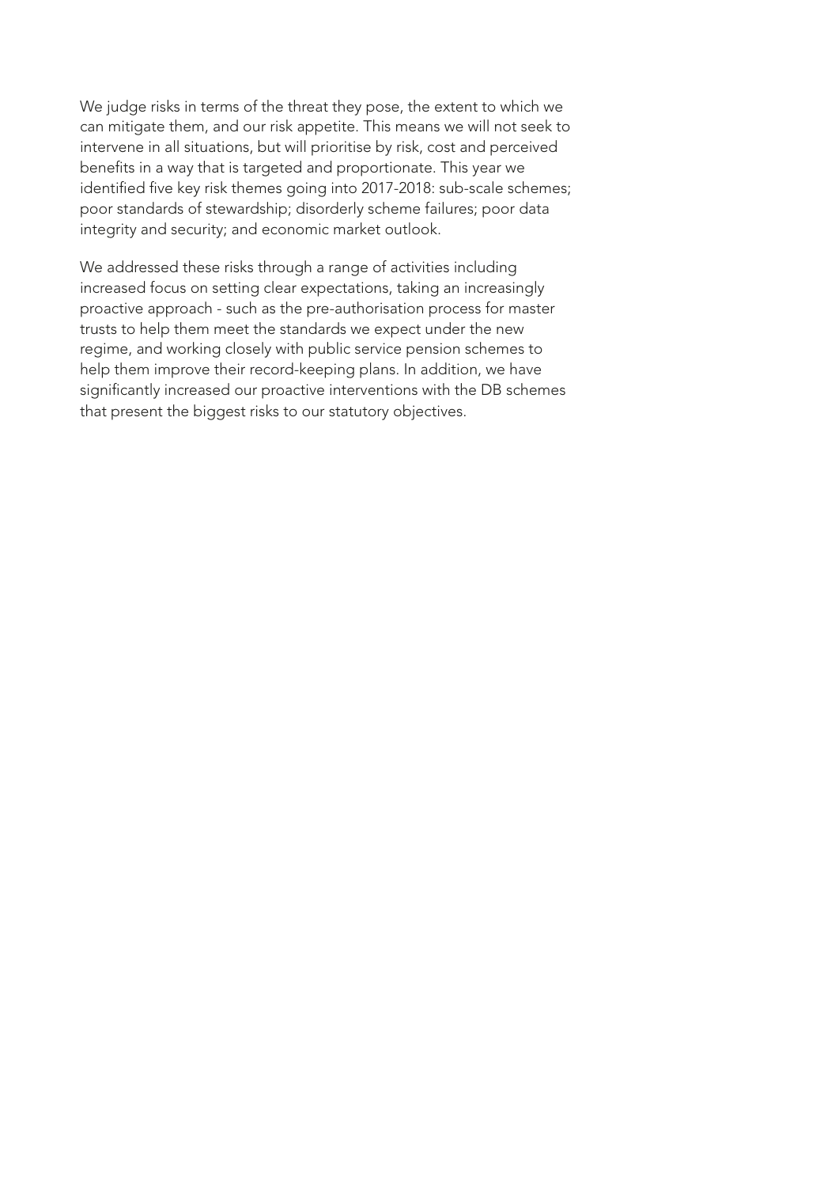We judge risks in terms of the threat they pose, the extent to which we can mitigate them, and our risk appetite. This means we will not seek to intervene in all situations, but will prioritise by risk, cost and perceived benefits in a way that is targeted and proportionate. This year we identified five key risk themes going into 2017-2018: sub-scale schemes; poor standards of stewardship; disorderly scheme failures; poor data integrity and security; and economic market outlook.

We addressed these risks through a range of activities including increased focus on setting clear expectations, taking an increasingly proactive approach - such as the pre-authorisation process for master trusts to help them meet the standards we expect under the new regime, and working closely with public service pension schemes to help them improve their record-keeping plans. In addition, we have significantly increased our proactive interventions with the DB schemes that present the biggest risks to our statutory objectives.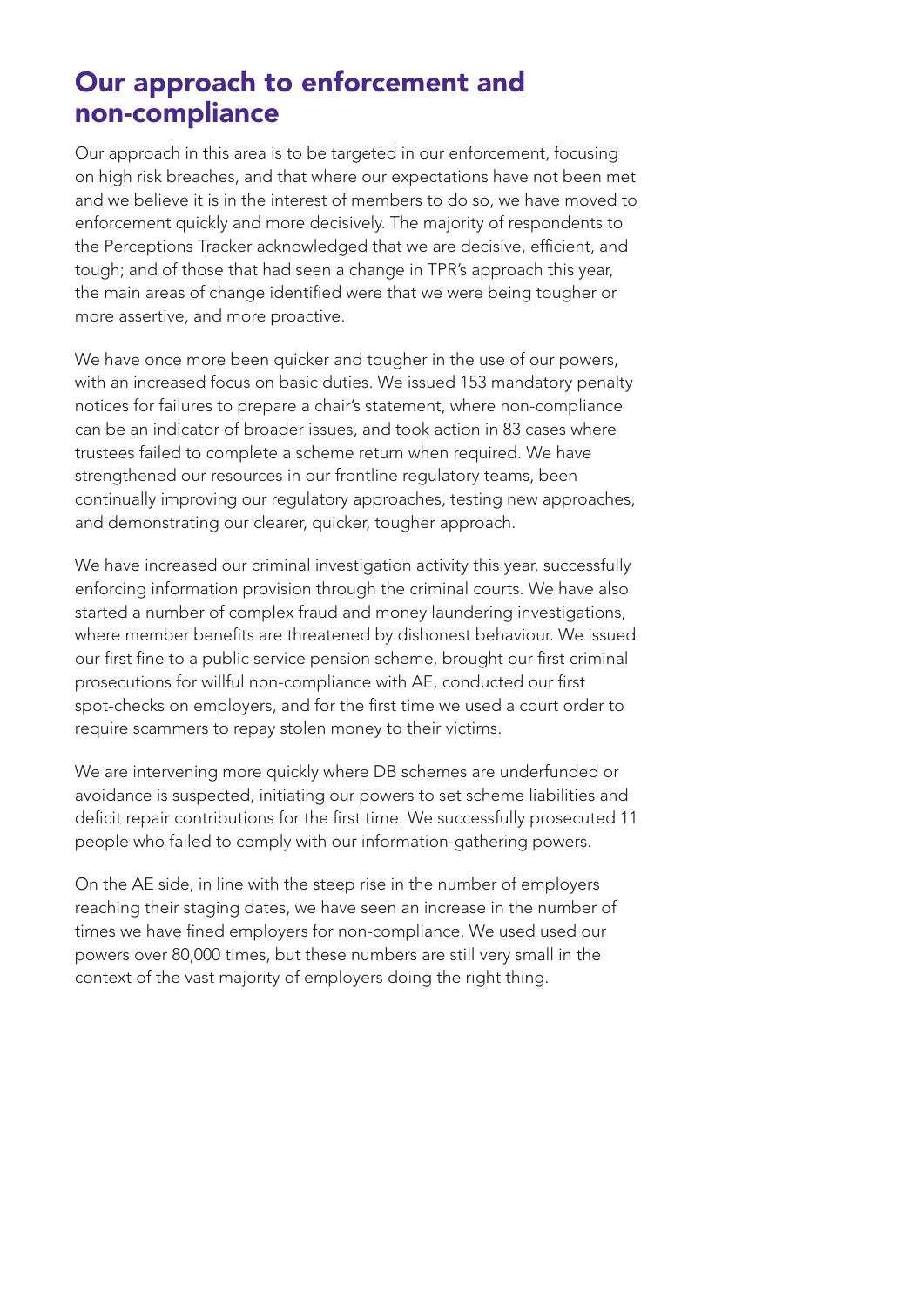## Our approach to enforcement and non-compliance

Our approach in this area is to be targeted in our enforcement, focusing on high risk breaches, and that where our expectations have not been met and we believe it is in the interest of members to do so, we have moved to enforcement quickly and more decisively. The majority of respondents to the Perceptions Tracker acknowledged that we are decisive, efficient, and tough; and of those that had seen a change in TPR's approach this year, the main areas of change identified were that we were being tougher or more assertive, and more proactive.

We have once more been quicker and tougher in the use of our powers, with an increased focus on basic duties. We issued 153 mandatory penalty notices for failures to prepare a chair's statement, where non-compliance can be an indicator of broader issues, and took action in 83 cases where trustees failed to complete a scheme return when required. We have strengthened our resources in our frontline regulatory teams, been continually improving our regulatory approaches, testing new approaches, and demonstrating our clearer, quicker, tougher approach.

We have increased our criminal investigation activity this year, successfully enforcing information provision through the criminal courts. We have also started a number of complex fraud and money laundering investigations, where member benefits are threatened by dishonest behaviour. We issued our first fine to a public service pension scheme, brought our first criminal prosecutions for willful non-compliance with AE, conducted our first spot-checks on employers, and for the first time we used a court order to require scammers to repay stolen money to their victims.

We are intervening more quickly where DB schemes are underfunded or avoidance is suspected, initiating our powers to set scheme liabilities and deficit repair contributions for the first time. We successfully prosecuted 11 people who failed to comply with our information-gathering powers.

On the AE side, in line with the steep rise in the number of employers reaching their staging dates, we have seen an increase in the number of times we have fined employers for non-compliance. We used used our powers over 80,000 times, but these numbers are still very small in the context of the vast majority of employers doing the right thing.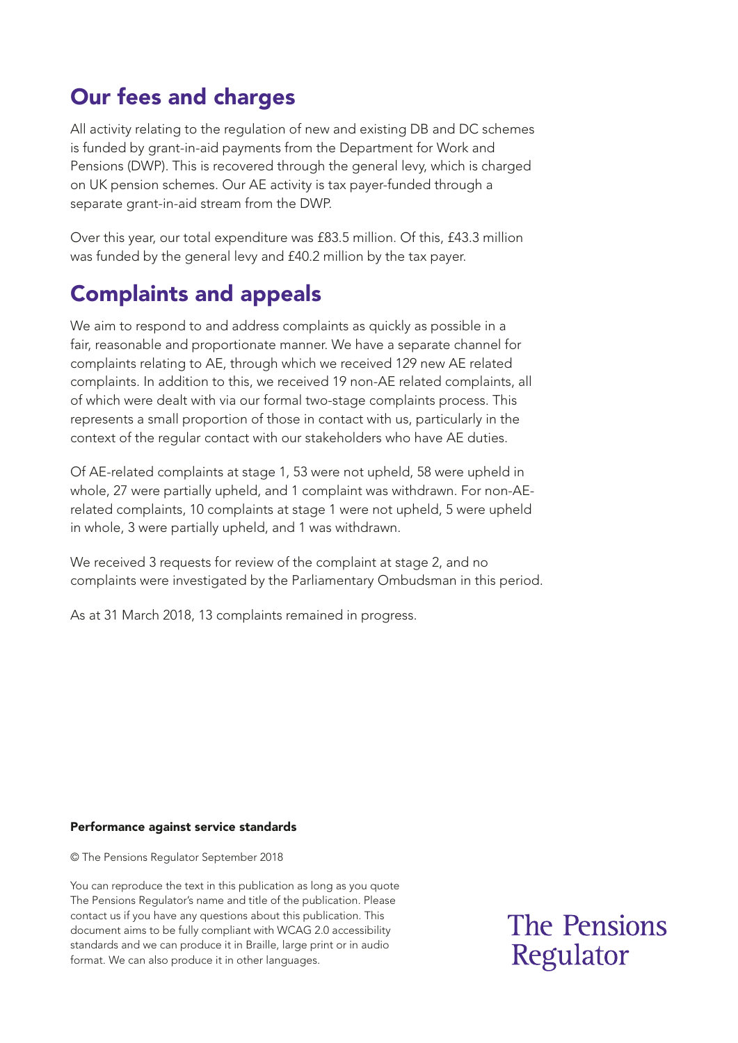## Our fees and charges

All activity relating to the regulation of new and existing DB and DC schemes is funded by grant-in-aid payments from the Department for Work and Pensions (DWP). This is recovered through the general levy, which is charged on UK pension schemes. Our AE activity is tax payer-funded through a separate grant-in-aid stream from the DWP.

Over this year, our total expenditure was £83.5 million. Of this, £43.3 million was funded by the general levy and £40.2 million by the tax payer.

## Complaints and appeals

We aim to respond to and address complaints as quickly as possible in a fair, reasonable and proportionate manner. We have a separate channel for complaints relating to AE, through which we received 129 new AE related complaints. In addition to this, we received 19 non-AE related complaints, all of which were dealt with via our formal two-stage complaints process. This represents a small proportion of those in contact with us, particularly in the context of the regular contact with our stakeholders who have AE duties.

Of AE-related complaints at stage 1, 53 were not upheld, 58 were upheld in whole, 27 were partially upheld, and 1 complaint was withdrawn. For non-AE-related complaints, 10 complaints at stage 1 were not upheld, 5 were upheld in whole, 3 were partially upheld, and 1 was withdrawn.

We received 3 requests for review of the complaint at stage 2, and no complaints were investigated by the Parliamentary Ombudsman in this period.

As at 31 March 2018, 13 complaints remained in progress.

**Performance against service standards**

© The Pensions Regulator September 2018

You can reproduce the text in this publication as long as you quote The Pensions Regulator's name and title of the publication. Please contact us if you have any questions about this publication. This document aims to be fully compliant with WCAG 2.0 accessibility standards and we can produce it in Braille, large print or in audio format. We can also produce it in other languages.

The Pensions Regulator